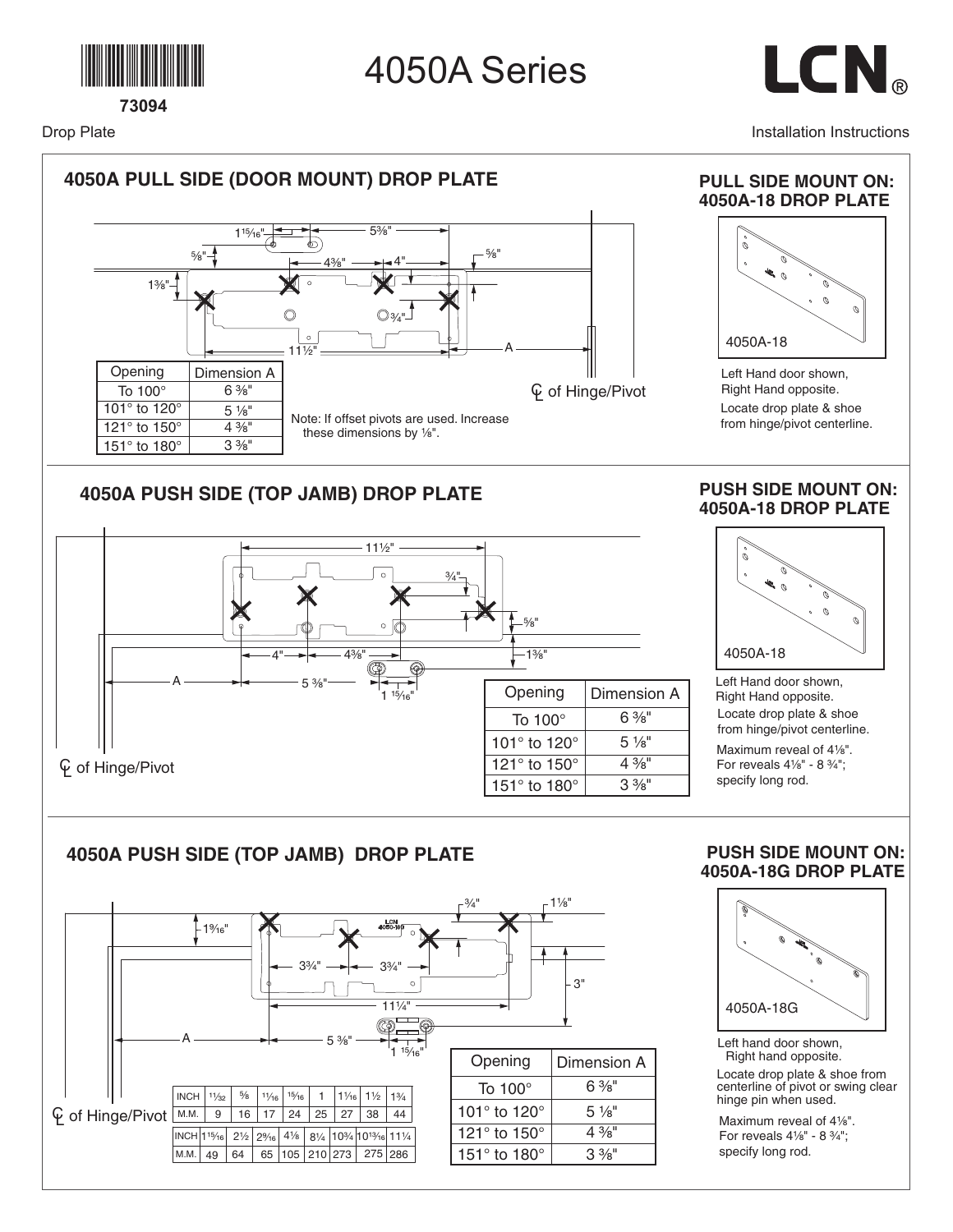73094

# 4050A Series

LCN®

Drop Plate

Installation Instructions

## 4050A PULL SIDE (DOOR MOUNT) DROP PLATE

1¹⁵⁄₁₆" 5⅜" ⅝" 4⅜" 4" ⅝" 1⅜" ¾" 11½" A

| Opening | Dimension A |
|---|---|
| To 100° | 6 ⅜" |
| 101° to 120° | 5 ⅛" |
| 121° to 150° | 4 ⅜" |
| 151° to 180° | 3 ⅜" |

Note: If offset pivots are used. Increase these dimensions by ⅛".

℄ of Hinge/Pivot

### PULL SIDE MOUNT ON: 4050A-18 DROP PLATE

4050A-18

Left Hand door shown, Right Hand opposite.

Locate drop plate & shoe from hinge/pivot centerline.

## 4050A PUSH SIDE (TOP JAMB) DROP PLATE

11½" ¾" ⅝" 4" 4⅜" 1⅜" A 5 ⅜" 1 ¹⁵⁄₁₆"

| Opening | Dimension A |
|---|---|
| To 100° | 6 ⅜" |
| 101° to 120° | 5 ⅛" |
| 121° to 150° | 4 ⅜" |
| 151° to 180° | 3 ⅜" |

℄ of Hinge/Pivot

### PUSH SIDE MOUNT ON: 4050A-18 DROP PLATE

4050A-18

Left Hand door shown, Right Hand opposite.

Locate drop plate & shoe from hinge/pivot centerline.

Maximum reveal of 4⅛". For reveals 4⅛" - 8 ¾"; specify long rod.

## 4050A PUSH SIDE (TOP JAMB) DROP PLATE

¾" 1⅛" 1⁹⁄₁₆" 3¾" 3¾" 3" 11¼" A 5 ⅜" 1 ¹⁵⁄₁₆"

| INCH | 1¹⁄₃₂ | ⅝ | 1¹⁄₁₆ | ¹⁵⁄₁₆ | 1 | 1¹⁄₁₆ | 1½ | 1¾ |
|---|---|---|---|---|---|---|---|---|
| M.M. | 9 | 16 | 17 | 24 | 25 | 27 | 38 | 44 |
| INCH | 1¹⁵⁄₁₆ | 2½ | 2⁹⁄₁₆ | 4⅛ | 8¼ | 10¾ | 10¹³⁄₁₆ | 11¼ |
| M.M. | 49 | 64 | 65 | 105 | 210 | 273 | 275 | 286 |

| Opening | Dimension A |
|---|---|
| To 100° | 6 ⅜" |
| 101° to 120° | 5 ⅛" |
| 121° to 150° | 4 ⅜" |
| 151° to 180° | 3 ⅜" |

℄ of Hinge/Pivot

### PUSH SIDE MOUNT ON: 4050A-18G DROP PLATE

4050A-18G

Left hand door shown, Right hand opposite.

Locate drop plate & shoe from centerline of pivot or swing clear hinge pin when used.

Maximum reveal of 4⅛". For reveals 4⅛" - 8 ¾"; specify long rod.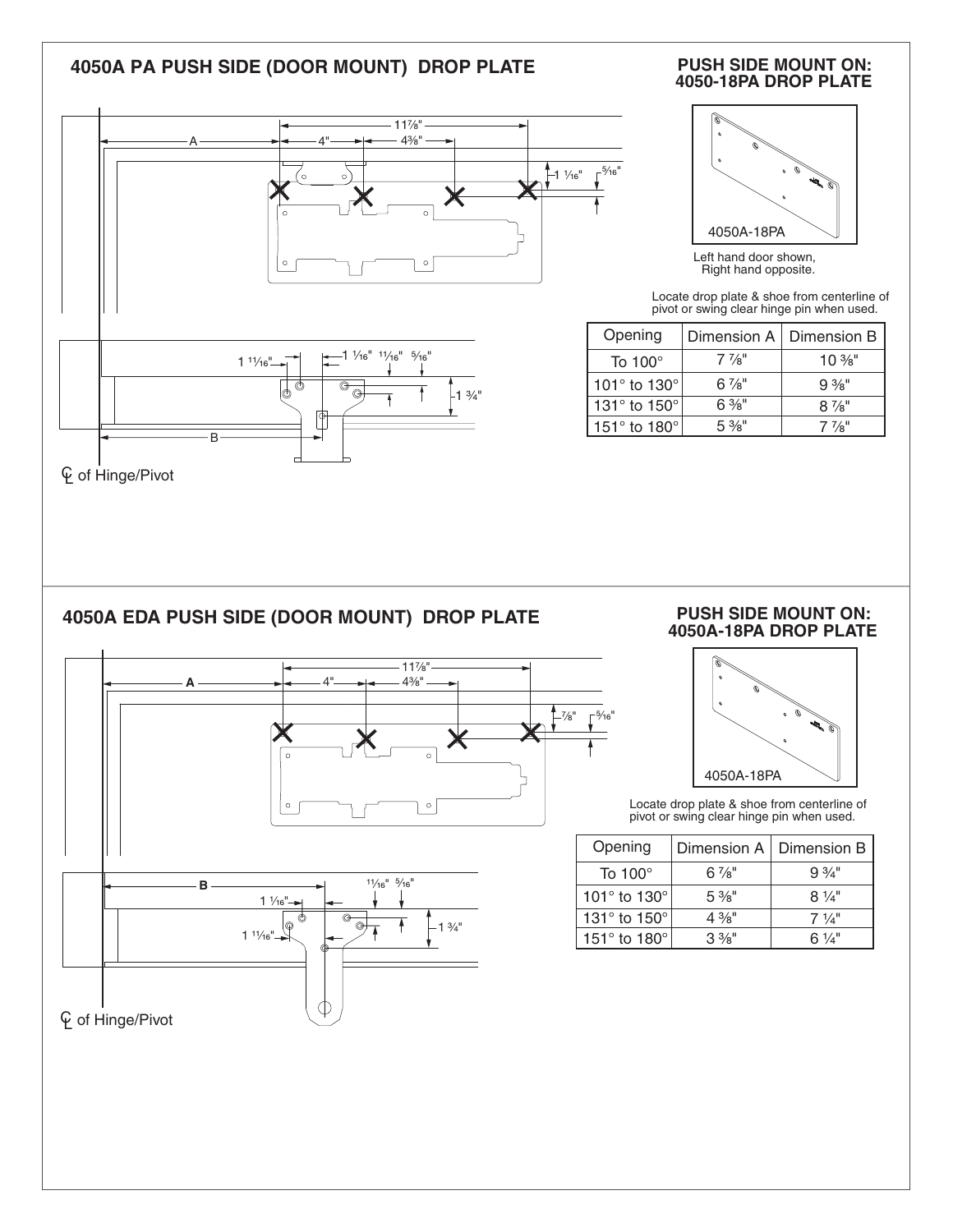## 4050A PA PUSH SIDE (DOOR MOUNT) DROP PLATE

### PUSH SIDE MOUNT ON: 4050-18PA DROP PLATE

4050A-18PA

Left hand door shown, Right hand opposite.

Locate drop plate & shoe from centerline of pivot or swing clear hinge pin when used.

| Opening | Dimension A | Dimension B |
|---|---|---|
| To 100° | 7 ⅞" | 10 ⅜" |
| 101° to 130° | 6 ⅞" | 9 ⅜" |
| 131° to 150° | 6 ⅜" | 8 ⅞" |
| 151° to 180° | 5 ⅜" | 7 ⅞" |

11⅞" A 4" 4⅜" 1 1⁄16" 5⁄16"

1 11⁄16" 1 1⁄16" 11⁄16" 5⁄16" 1 ¾" B

℄ of Hinge/Pivot

## 4050A EDA PUSH SIDE (DOOR MOUNT) DROP PLATE

### PUSH SIDE MOUNT ON: 4050A-18PA DROP PLATE

4050A-18PA

Locate drop plate & shoe from centerline of pivot or swing clear hinge pin when used.

| Opening | Dimension A | Dimension B |
|---|---|---|
| To 100° | 6 ⅞" | 9 ¾" |
| 101° to 130° | 5 ⅜" | 8 ¼" |
| 131° to 150° | 4 ⅜" | 7 ¼" |
| 151° to 180° | 3 ⅜" | 6 ¼" |

11⅞" A 4" 4⅜" ⅞" 5⁄16"

B 11⁄16" 5⁄16" 1 1⁄16" 1 11⁄16" 1 ¾"

℄ of Hinge/Pivot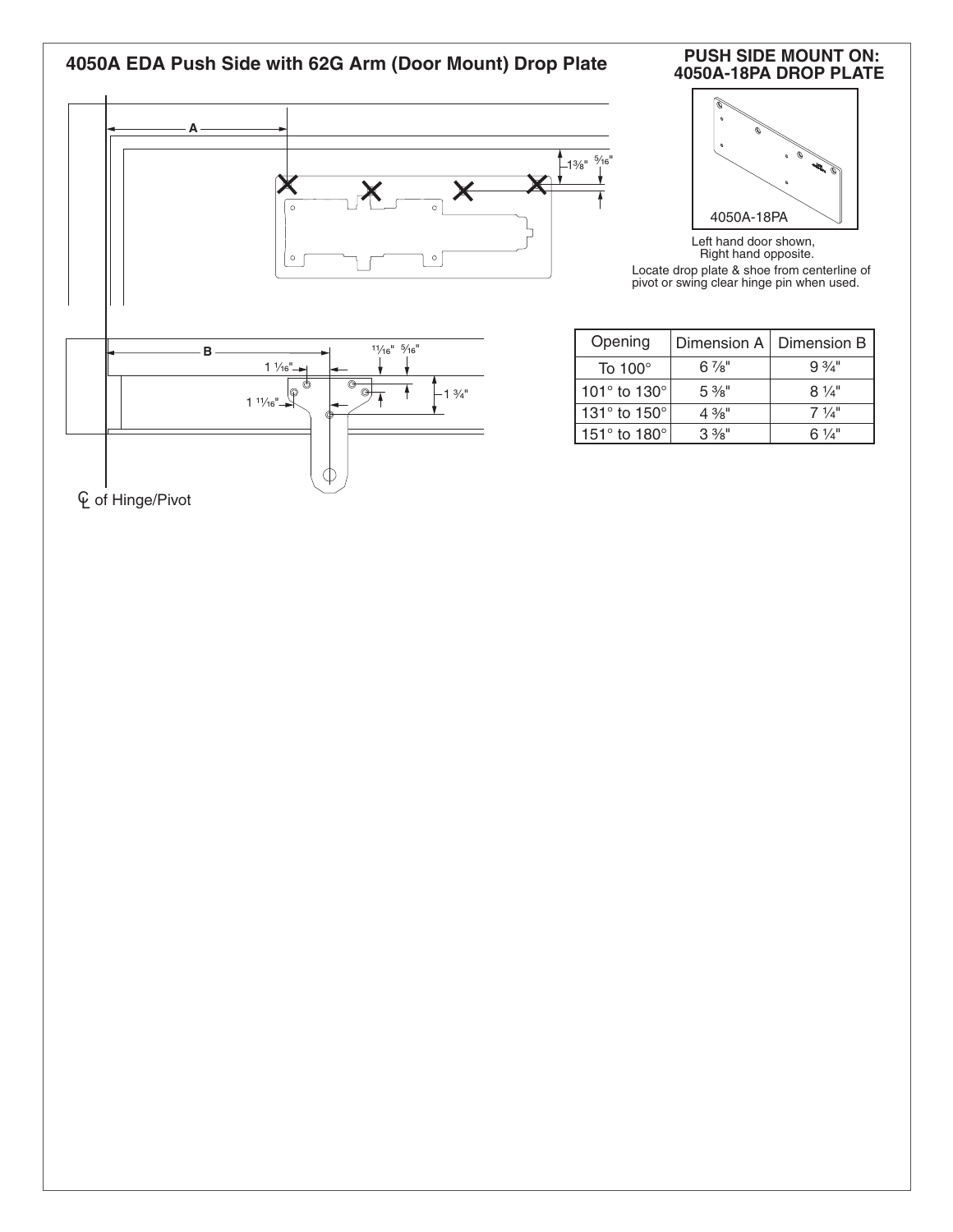## 4050A EDA Push Side with 62G Arm (Door Mount) Drop Plate

A

1⅜"  5⁄16"

B

11⁄16"  5⁄16"

1 1⁄16"

1 11⁄16"

1 ¾"

℄ of Hinge/Pivot

### PUSH SIDE MOUNT ON: 4050A-18PA DROP PLATE

4050A-18PA

Left hand door shown, Right hand opposite.

Locate drop plate & shoe from centerline of pivot or swing clear hinge pin when used.

| Opening | Dimension A | Dimension B |
| --- | --- | --- |
| To 100° | 6 ⅞" | 9 ¾" |
| 101° to 130° | 5 ⅜" | 8 ¼" |
| 131° to 150° | 4 ⅜" | 7 ¼" |
| 151° to 180° | 3 ⅜" | 6 ¼" |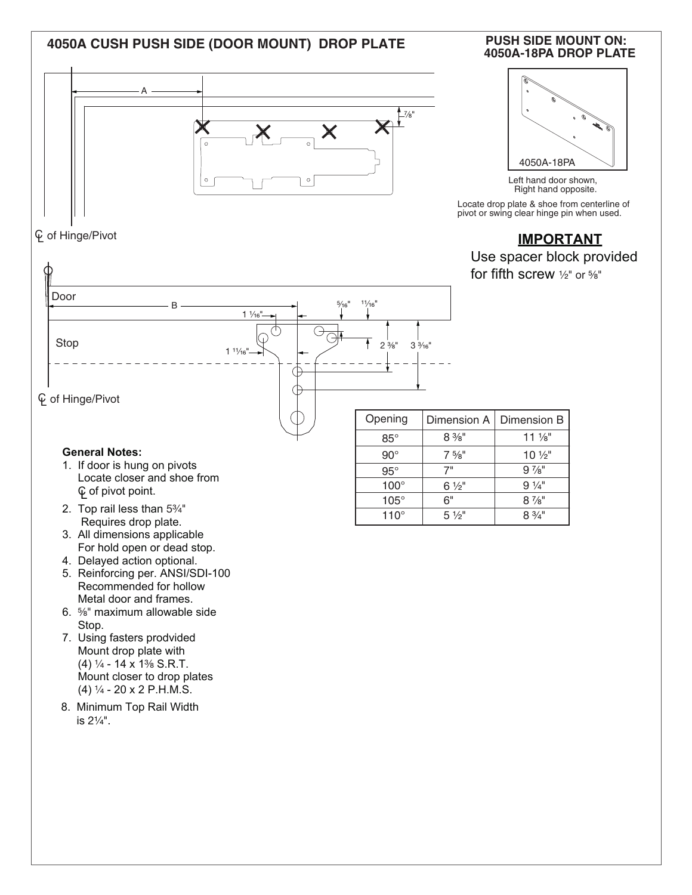## 4050A CUSH PUSH SIDE (DOOR MOUNT) DROP PLATE

## PUSH SIDE MOUNT ON: 4050A-18PA DROP PLATE

4050A-18PA

Left hand door shown, Right hand opposite.

Locate drop plate & shoe from centerline of pivot or swing clear hinge pin when used.

A

7⁄8"

℄ of Hinge/Pivot

### IMPORTANT

Use spacer block provided for fifth screw ½" or ⅝"

Door

B

1 1⁄16"

5⁄16"

11⁄16"

Stop

1 11⁄16"

2 ⅜"

3 3⁄16"

℄ of Hinge/Pivot

| Opening | Dimension A | Dimension B |
|---|---|---|
| 85° | 8 ⅜" | 11 ⅛" |
| 90° | 7 ⅝" | 10 ½" |
| 95° | 7" | 9 ⅞" |
| 100° | 6 ½" | 9 ¼" |
| 105° | 6" | 8 ⅞" |
| 110° | 5 ½" | 8 ¾" |

**General Notes:**

1. If door is hung on pivots Locate closer and shoe from ℄ of pivot point.
2. Top rail less than 5¾" Requires drop plate.
3. All dimensions applicable For hold open or dead stop.
4. Delayed action optional.
5. Reinforcing per. ANSI/SDI-100 Recommended for hollow Metal door and frames.
6. ⅝" maximum allowable side Stop.
7. Using fasters prodvided Mount drop plate with (4) ¼ - 14 x 1⅜ S.R.T. Mount closer to drop plates (4) ¼ - 20 x 2 P.H.M.S.
8. Minimum Top Rail Width is 2¼".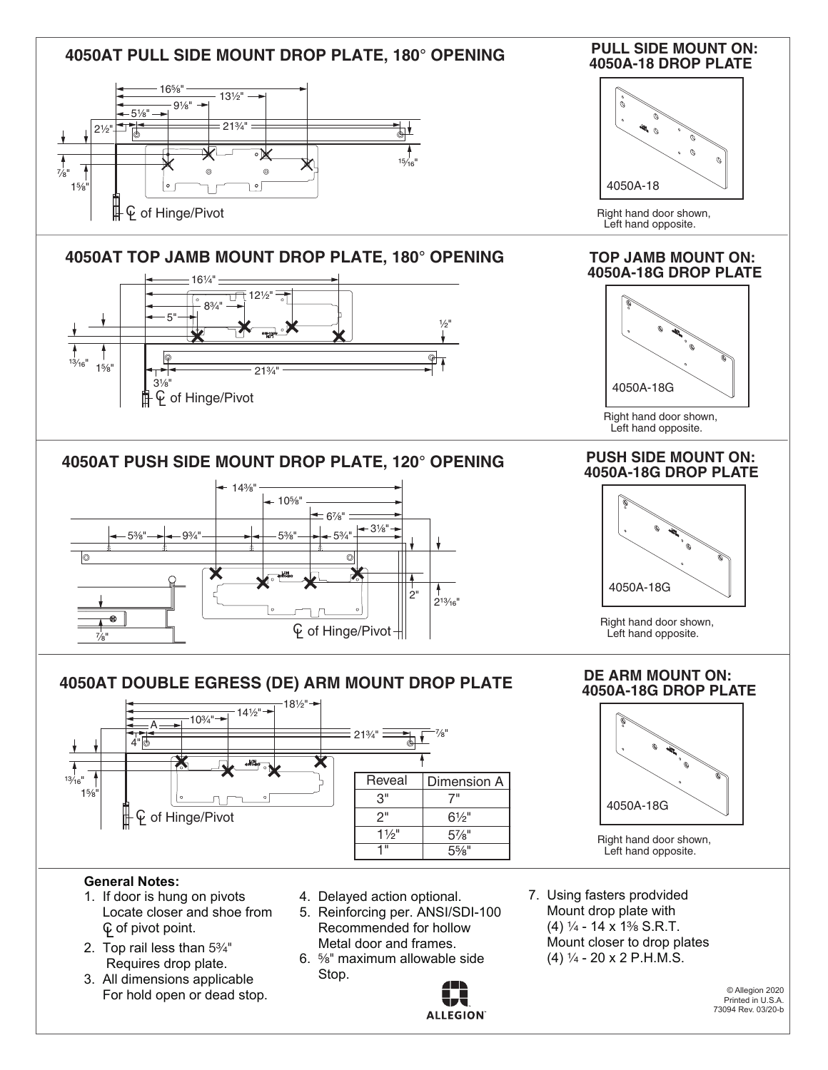## 4050AT PULL SIDE MOUNT DROP PLATE, 180° OPENING

16⅝"
13½"
9⅛"
5⅛"
2½"
21¾"
⅞"
1⅝"
15⁄16"
℄ of Hinge/Pivot

### PULL SIDE MOUNT ON: 4050A-18 DROP PLATE

4050A-18

Right hand door shown, Left hand opposite.

## 4050AT TOP JAMB MOUNT DROP PLATE, 180° OPENING

16¼"
12½"
8¾"
5"
½"
13⁄16"
1⅝"
21¾"
3⅛"
℄ of Hinge/Pivot

### TOP JAMB MOUNT ON: 4050A-18G DROP PLATE

4050A-18G

Right hand door shown, Left hand opposite.

## 4050AT PUSH SIDE MOUNT DROP PLATE, 120° OPENING

14⅜"
10⅝"
6⅞"
3⅛"
5⅜"
9¾"
5⅝"
5¾"
2"
2¹³⁄16"
⅞"
℄ of Hinge/Pivot

### PUSH SIDE MOUNT ON: 4050A-18G DROP PLATE

4050A-18G

Right hand door shown, Left hand opposite.

## 4050AT DOUBLE EGRESS (DE) ARM MOUNT DROP PLATE

18½"
14½"
10¾"
A
4"
21¾"
⅞"
13⁄16"
1⅝"
℄ of Hinge/Pivot

| Reveal | Dimension A |
|---|---|
| 3" | 7" |
| 2" | 6½" |
| 1½" | 5⅞" |
| 1" | 5⅝" |

### DE ARM MOUNT ON: 4050A-18G DROP PLATE

4050A-18G

Right hand door shown, Left hand opposite.

**General Notes:**

1. If door is hung on pivots Locate closer and shoe from ℄ of pivot point.
2. Top rail less than 5¾" Requires drop plate.
3. All dimensions applicable For hold open or dead stop.
4. Delayed action optional.
5. Reinforcing per. ANSI/SDI-100 Recommended for hollow Metal door and frames.
6. ⅝" maximum allowable side Stop.
7. Using fasters prodvided Mount drop plate with (4) ¼ - 14 x 1⅜ S.R.T. Mount closer to drop plates (4) ¼ - 20 x 2 P.H.M.S.

ALLEGION

© Allegion 2020
Printed in U.S.A.
73094 Rev. 03/20-b